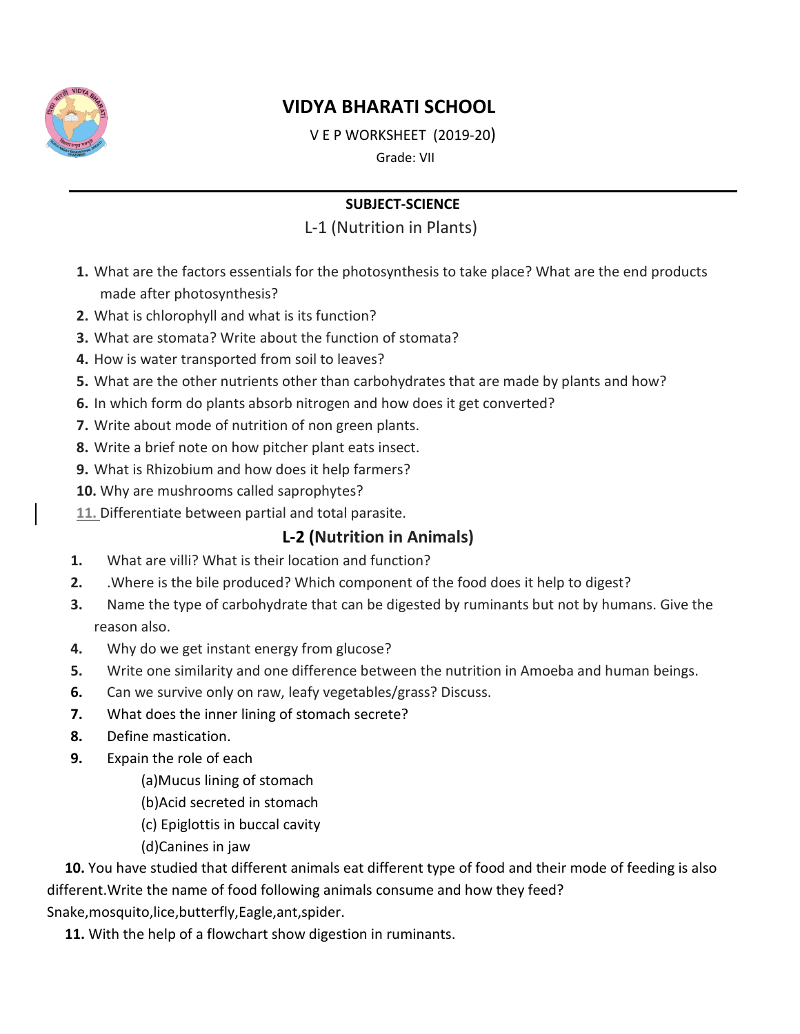# VIDYA BHARATI SCHOOL

V E P WORKSHEET (2019-20)

Grade: VII

**SUBJECT-SCIENCE**

## L-1 (Nutrition in Plants)

1. What are the factors essentials for the photosynthesis to take place? What are the end products made after photosynthesis?
2. What is chlorophyll and what is its function?
3. What are stomata? Write about the function of stomata?
4. How is water transported from soil to leaves?
5. What are the other nutrients other than carbohydrates that are made by plants and how?
6. In which form do plants absorb nitrogen and how does it get converted?
7. Write about mode of nutrition of non green plants.
8. Write a brief note on how pitcher plant eats insect.
9. What is Rhizobium and how does it help farmers?
10. Why are mushrooms called saprophytes?
11. Differentiate between partial and total parasite.

## L-2 (Nutrition in Animals)

1. What are villi? What is their location and function?
2. .Where is the bile produced? Which component of the food does it help to digest?
3. Name the type of carbohydrate that can be digested by ruminants but not by humans. Give the reason also.
4. Why do we get instant energy from glucose?
5. Write one similarity and one difference between the nutrition in Amoeba and human beings.
6. Can we survive only on raw, leafy vegetables/grass? Discuss.
7. What does the inner lining of stomach secrete?
8. Define mastication.
9. Expain the role of each
   - (a)Mucus lining of stomach
   - (b)Acid secreted in stomach
   - (c) Epiglottis in buccal cavity
   - (d)Canines in jaw
10. You have studied that different animals eat different type of food and their mode of feeding is also different.Write the name of food following animals consume and how they feed? Snake,mosquito,lice,butterfly,Eagle,ant,spider.
11. With the help of a flowchart show digestion in ruminants.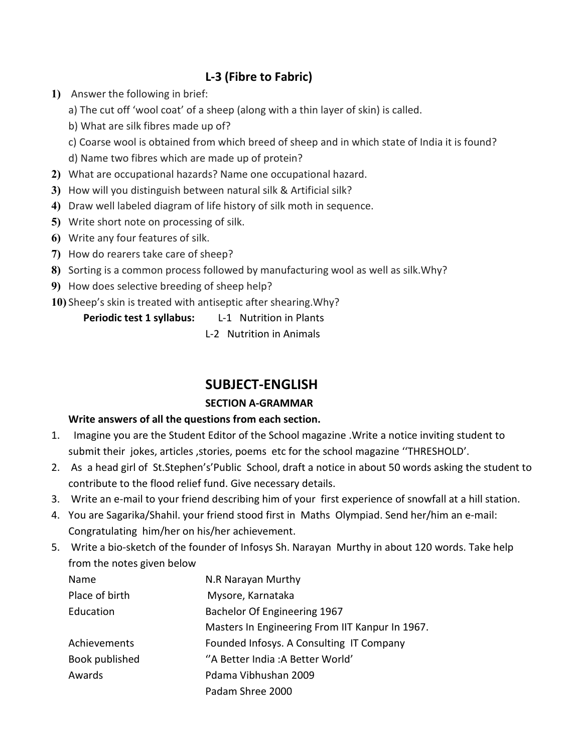## L-3 (Fibre to Fabric)

1) Answer the following in brief:
   a) The cut off 'wool coat' of a sheep (along with a thin layer of skin) is called.
   b) What are silk fibres made up of?
   c) Coarse wool is obtained from which breed of sheep and in which state of India it is found?
   d) Name two fibres which are made up of protein?
2) What are occupational hazards? Name one occupational hazard.
3) How will you distinguish between natural silk & Artificial silk?
4) Draw well labeled diagram of life history of silk moth in sequence.
5) Write short note on processing of silk.
6) Write any four features of silk.
7) How do rearers take care of sheep?
8) Sorting is a common process followed by manufacturing wool as well as silk.Why?
9) How does selective breeding of sheep help?
10) Sheep's skin is treated with antiseptic after shearing.Why?

**Periodic test 1 syllabus:** L-1 Nutrition in Plants
L-2 Nutrition in Animals

## SUBJECT-ENGLISH

### SECTION A-GRAMMAR

**Write answers of all the questions from each section.**

1. Imagine you are the Student Editor of the School magazine .Write a notice inviting student to submit their jokes, articles ,stories, poems etc for the school magazine ''THRESHOLD'.
2. As a head girl of St.Stephen's'Public School, draft a notice in about 50 words asking the student to contribute to the flood relief fund. Give necessary details.
3. Write an e-mail to your friend describing him of your first experience of snowfall at a hill station.
4. You are Sagarika/Shahil. your friend stood first in Maths Olympiad. Send her/him an e-mail: Congratulating him/her on his/her achievement.
5. Write a bio-sketch of the founder of Infosys Sh. Narayan Murthy in about 120 words. Take help from the notes given below

| | |
|---|---|
| Name | N.R Narayan Murthy |
| Place of birth | Mysore, Karnataka |
| Education | Bachelor Of Engineering 1967 |
| | Masters In Engineering From IIT Kanpur In 1967. |
| Achievements | Founded Infosys. A Consulting IT Company |
| Book published | ''A Better India :A Better World' |
| Awards | Pdama Vibhushan 2009 |
| | Padam Shree 2000 |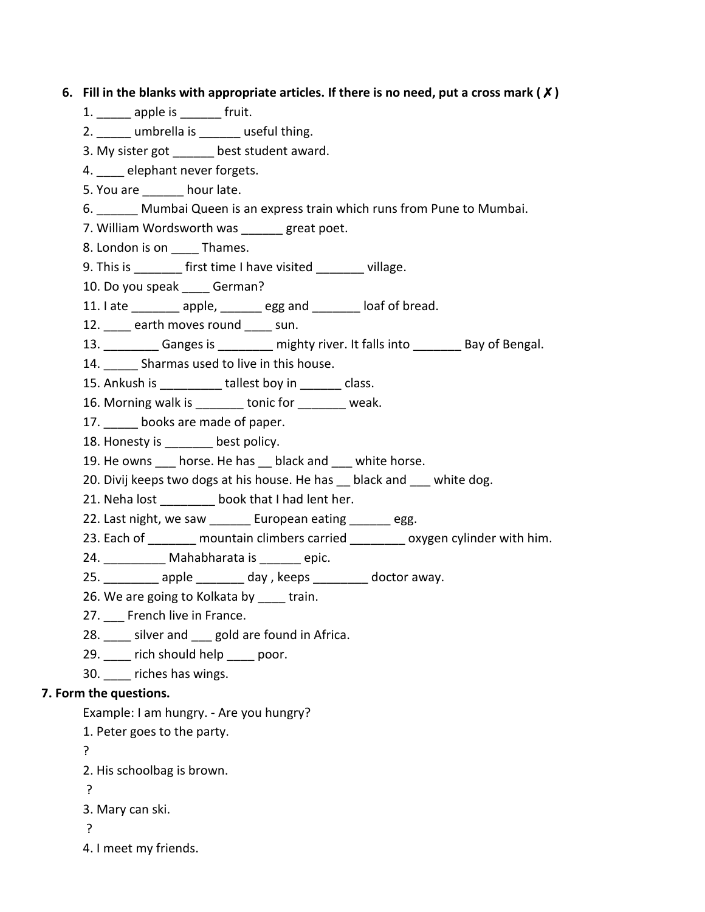6. **Fill in the blanks with appropriate articles. If there is no need, put a cross mark ( ✗ )**

   1. _____ apple is ______ fruit.
   2. _____ umbrella is ______ useful thing.
   3. My sister got ______ best student award.
   4. ____ elephant never forgets.
   5. You are ______ hour late.
   6. ______ Mumbai Queen is an express train which runs from Pune to Mumbai.
   7. William Wordsworth was ______ great poet.
   8. London is on ____ Thames.
   9. This is _______ first time I have visited _______ village.
   10. Do you speak ____ German?
   11. I ate _______ apple, ______ egg and _______ loaf of bread.
   12. ____ earth moves round ____ sun.
   13. ________ Ganges is ________ mighty river. It falls into _______ Bay of Bengal.
   14. _____ Sharmas used to live in this house.
   15. Ankush is _________ tallest boy in ______ class.
   16. Morning walk is _______ tonic for _______ weak.
   17. _____ books are made of paper.
   18. Honesty is _______ best policy.
   19. He owns ___ horse. He has __ black and ___ white horse.
   20. Divij keeps two dogs at his house. He has __ black and ___ white dog.
   21. Neha lost ________ book that I had lent her.
   22. Last night, we saw ______ European eating ______ egg.
   23. Each of _______ mountain climbers carried ________ oxygen cylinder with him.
   24. _________ Mahabharata is ______ epic.
   25. ________ apple _______ day , keeps ________ doctor away.
   26. We are going to Kolkata by ____ train.
   27. ___ French live in France.
   28. ____ silver and ___ gold are found in Africa.
   29. ____ rich should help ____ poor.
   30. ____ riches has wings.

**7. Form the questions.**

Example: I am hungry. - Are you hungry?

1. Peter goes to the party.

   ?

2. His schoolbag is brown.

   ?

3. Mary can ski.

   ?

4. I meet my friends.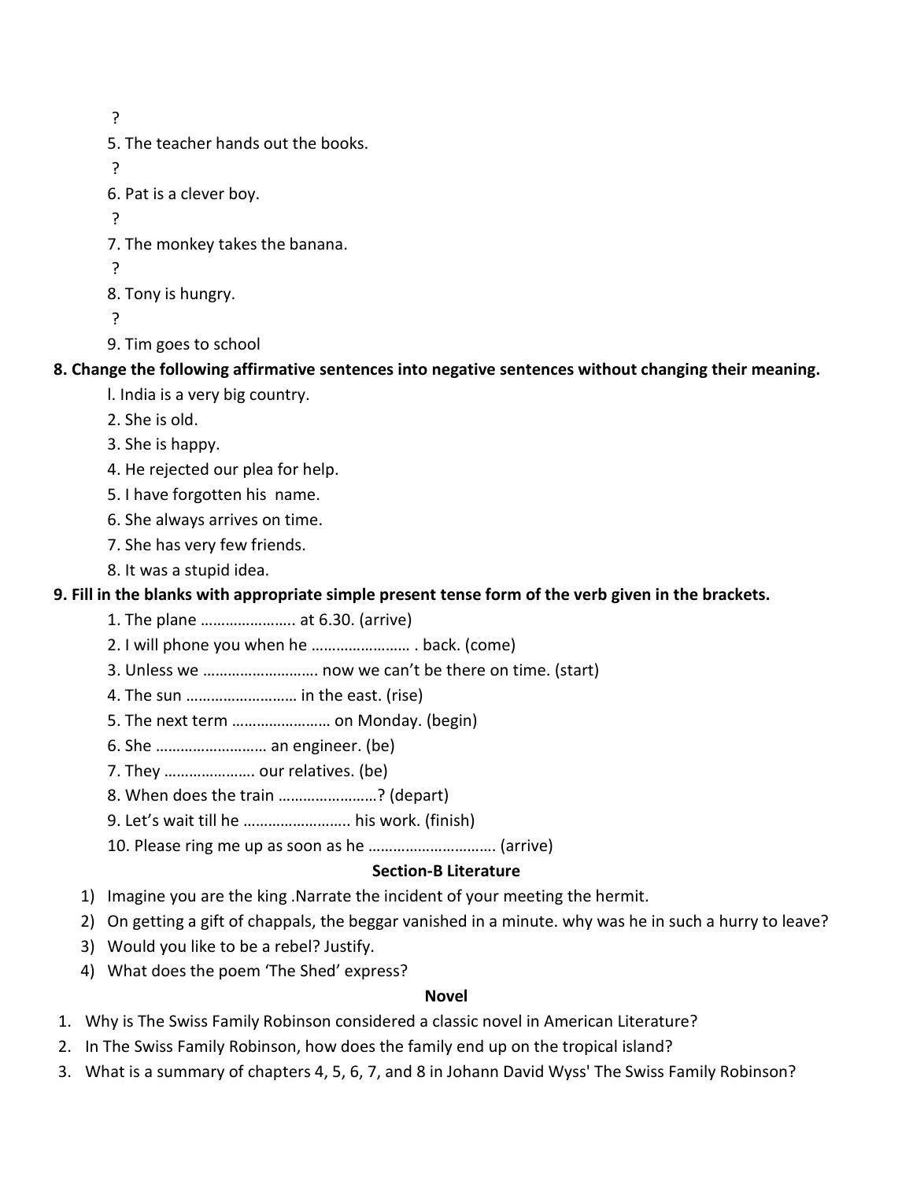?

5. The teacher hands out the books.

?

6. Pat is a clever boy.

?

7. The monkey takes the banana.

?

8. Tony is hungry.

?

9. Tim goes to school

**8. Change the following affirmative sentences into negative sentences without changing their meaning.**

l. India is a very big country.
2. She is old.
3. She is happy.
4. He rejected our plea for help.
5. I have forgotten his name.
6. She always arrives on time.
7. She has very few friends.
8. It was a stupid idea.

**9. Fill in the blanks with appropriate simple present tense form of the verb given in the brackets.**

1. The plane ………………….. at 6.30. (arrive)
2. I will phone you when he …………………… . back. (come)
3. Unless we ………………………. now we can't be there on time. (start)
4. The sun ……………………… in the east. (rise)
5. The next term …………………… on Monday. (begin)
6. She ……………………… an engineer. (be)
7. They …………………. our relatives. (be)
8. When does the train ……………………? (depart)
9. Let's wait till he ……………………. his work. (finish)
10. Please ring me up as soon as he ………………………… (arrive)

**Section-B Literature**

1) Imagine you are the king .Narrate the incident of your meeting the hermit.
2) On getting a gift of chappals, the beggar vanished in a minute. why was he in such a hurry to leave?
3) Would you like to be a rebel? Justify.
4) What does the poem 'The Shed' express?

**Novel**

1. Why is The Swiss Family Robinson considered a classic novel in American Literature?
2. In The Swiss Family Robinson, how does the family end up on the tropical island?
3. What is a summary of chapters 4, 5, 6, 7, and 8 in Johann David Wyss' The Swiss Family Robinson?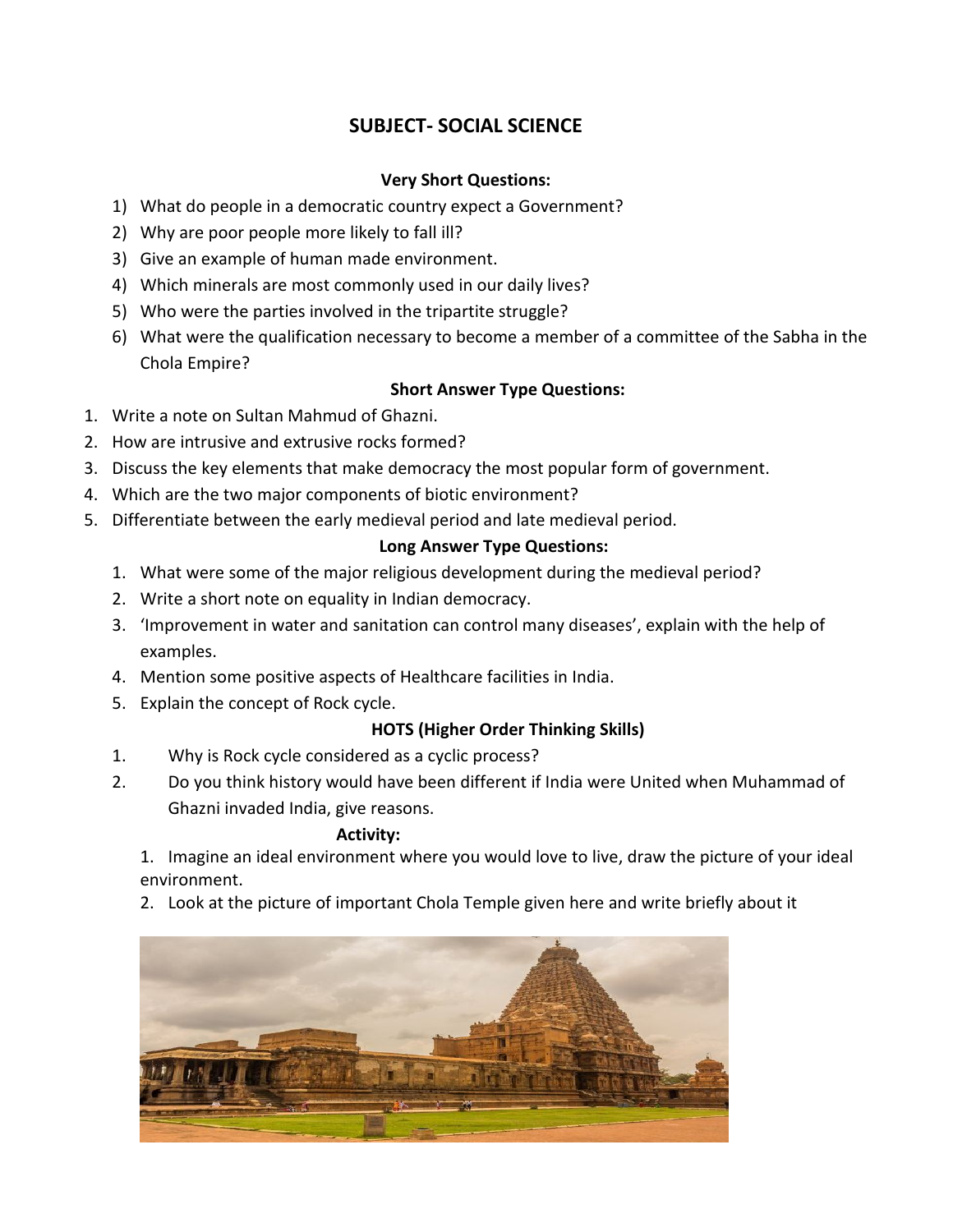## SUBJECT- SOCIAL SCIENCE

### Very Short Questions:

1) What do people in a democratic country expect a Government?
2) Why are poor people more likely to fall ill?
3) Give an example of human made environment.
4) Which minerals are most commonly used in our daily lives?
5) Who were the parties involved in the tripartite struggle?
6) What were the qualification necessary to become a member of a committee of the Sabha in the Chola Empire?

### Short Answer Type Questions:

1. Write a note on Sultan Mahmud of Ghazni.
2. How are intrusive and extrusive rocks formed?
3. Discuss the key elements that make democracy the most popular form of government.
4. Which are the two major components of biotic environment?
5. Differentiate between the early medieval period and late medieval period.

### Long Answer Type Questions:

1. What were some of the major religious development during the medieval period?
2. Write a short note on equality in Indian democracy.
3. 'Improvement in water and sanitation can control many diseases', explain with the help of examples.
4. Mention some positive aspects of Healthcare facilities in India.
5. Explain the concept of Rock cycle.

### HOTS (Higher Order Thinking Skills)

1. Why is Rock cycle considered as a cyclic process?
2. Do you think history would have been different if India were United when Muhammad of Ghazni invaded India, give reasons.

### Activity:

1. Imagine an ideal environment where you would love to live, draw the picture of your ideal environment.
2. Look at the picture of important Chola Temple given here and write briefly about it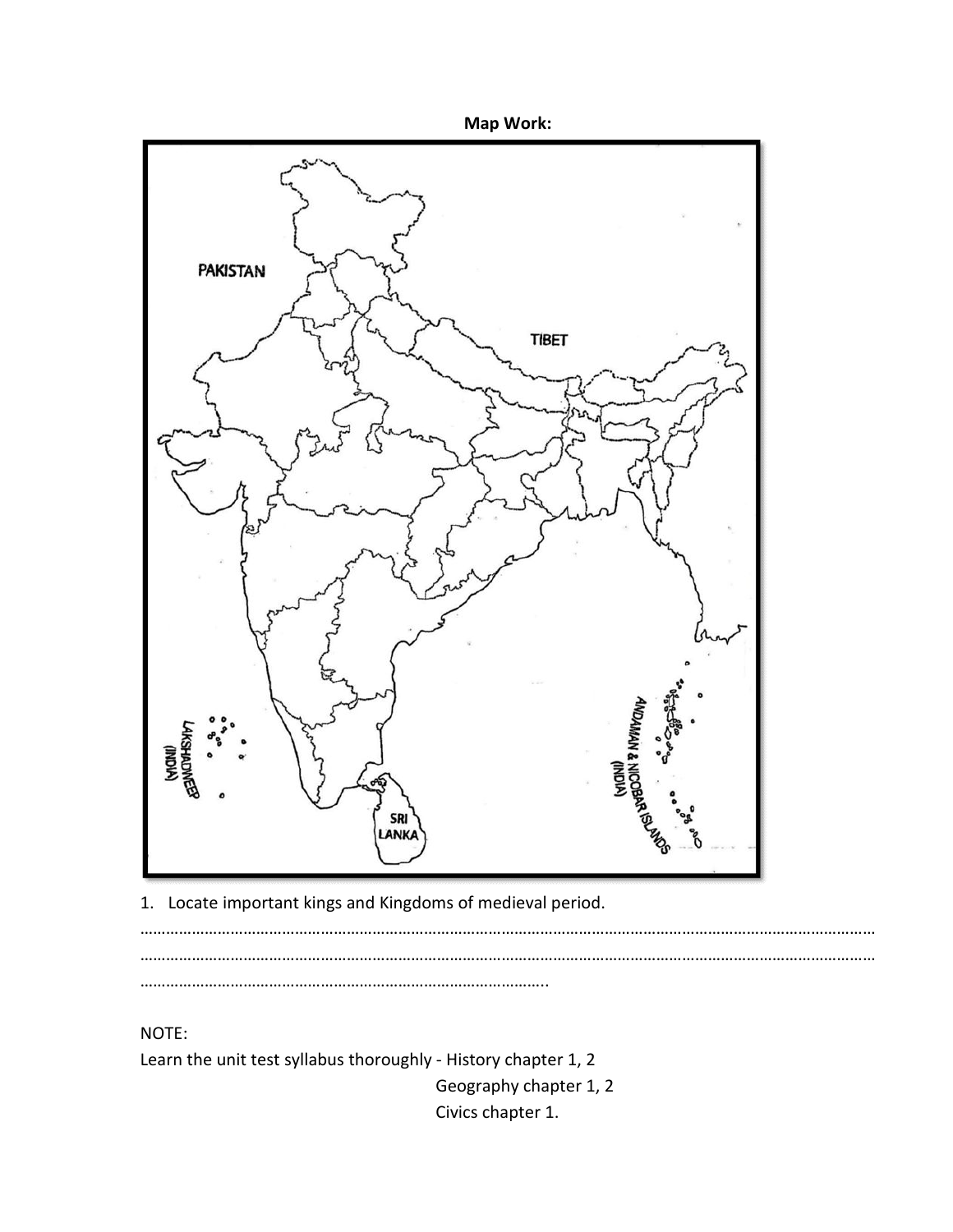**Map Work:**

PAKISTAN

TIBET

LAKSHADWEEP (INDIA)

ANDAMAN & NICOBAR ISLANDS (INDIA)

SRI LANKA

1. Locate important kings and Kingdoms of medieval period.

……………………………………………………………………………………………………………………………………………………
……………………………………………………………………………………………………………………………………………………
…………………………………………………………………………………..

NOTE:

Learn the unit test syllabus thoroughly - History chapter 1, 2

Geography chapter 1, 2

Civics chapter 1.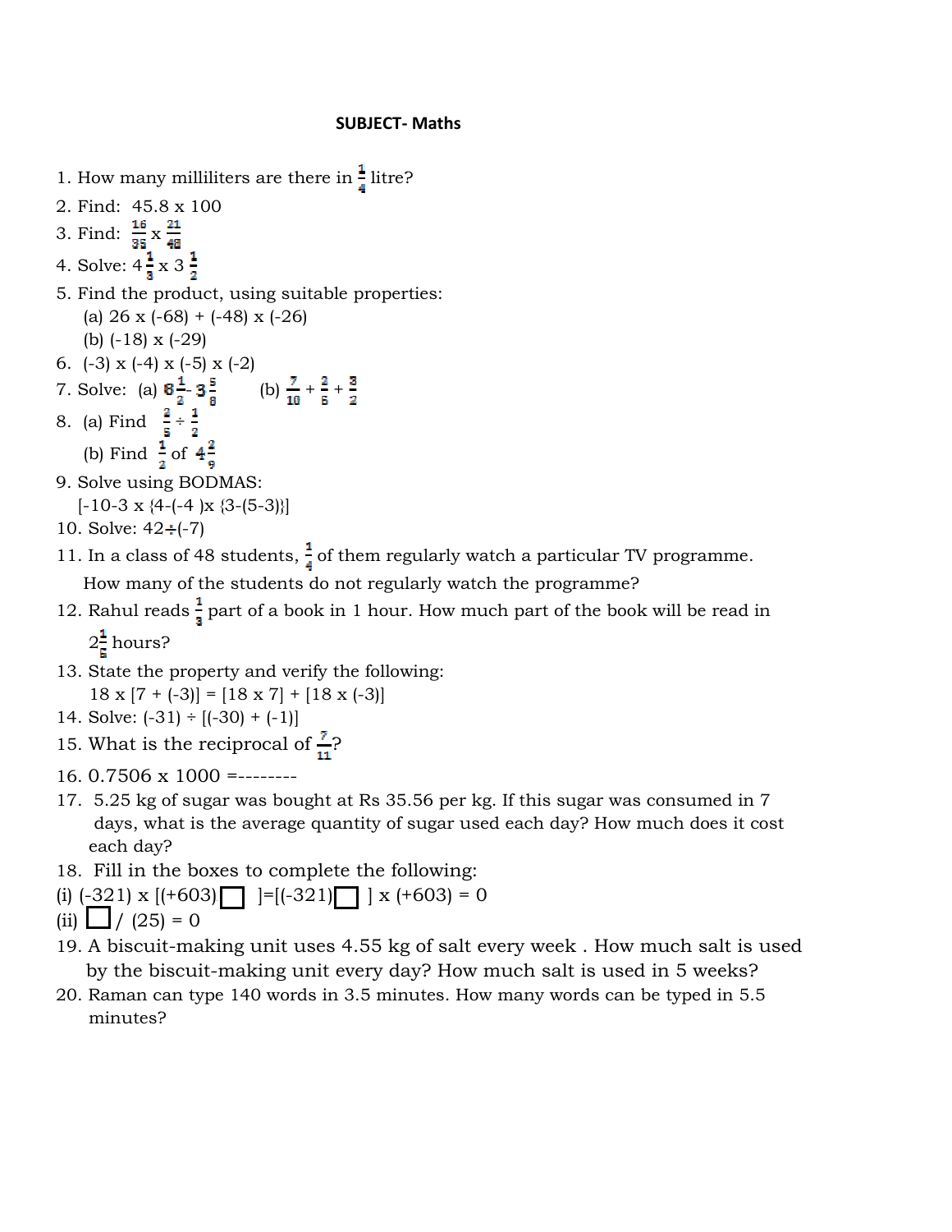**SUBJECT- Maths**

1. How many milliliters are there in $\frac{1}{4}$ litre?
2. Find: 45.8 x 100
3. Find: $\frac{16}{35}$ x $\frac{21}{48}$
4. Solve: $4\frac{1}{3}$ x $3\frac{1}{2}$
5. Find the product, using suitable properties:
   (a) 26 x (-68) + (-48) x (-26)
   (b) (-18) x (-29)
6. (-3) x (-4) x (-5) x (-2)
7. Solve: (a) $8\frac{1}{2}$ - $3\frac{5}{8}$  (b) $\frac{7}{10}$ + $\frac{2}{5}$ + $\frac{3}{2}$
8. (a) Find $\frac{2}{5} \div \frac{1}{2}$
   (b) Find $\frac{1}{2}$ of $4\frac{2}{9}$
9. Solve using BODMAS:
   [-10-3 x {4-(-4 )x {3-(5-3)}]
10. Solve: 42÷(-7)
11. In a class of 48 students, $\frac{1}{4}$ of them regularly watch a particular TV programme. How many of the students do not regularly watch the programme?
12. Rahul reads $\frac{1}{3}$ part of a book in 1 hour. How much part of the book will be read in $2\frac{1}{5}$ hours?
13. State the property and verify the following:
    18 x [7 + (-3)] = [18 x 7] + [18 x (-3)]
14. Solve: (-31) ÷ [(-30) + (-1)]
15. What is the reciprocal of $\frac{7}{11}$?
16. 0.7506 x 1000 =--------
17. 5.25 kg of sugar was bought at Rs 35.56 per kg. If this sugar was consumed in 7 days, what is the average quantity of sugar used each day? How much does it cost each day?
18. Fill in the boxes to complete the following:
(i) (-321) x [(+603) ☐ ]=[(-321) ☐ ] x (+603) = 0
(ii) ☐ / (25) = 0
19. A biscuit-making unit uses 4.55 kg of salt every week . How much salt is used by the biscuit-making unit every day? How much salt is used in 5 weeks?
20. Raman can type 140 words in 3.5 minutes. How many words can be typed in 5.5 minutes?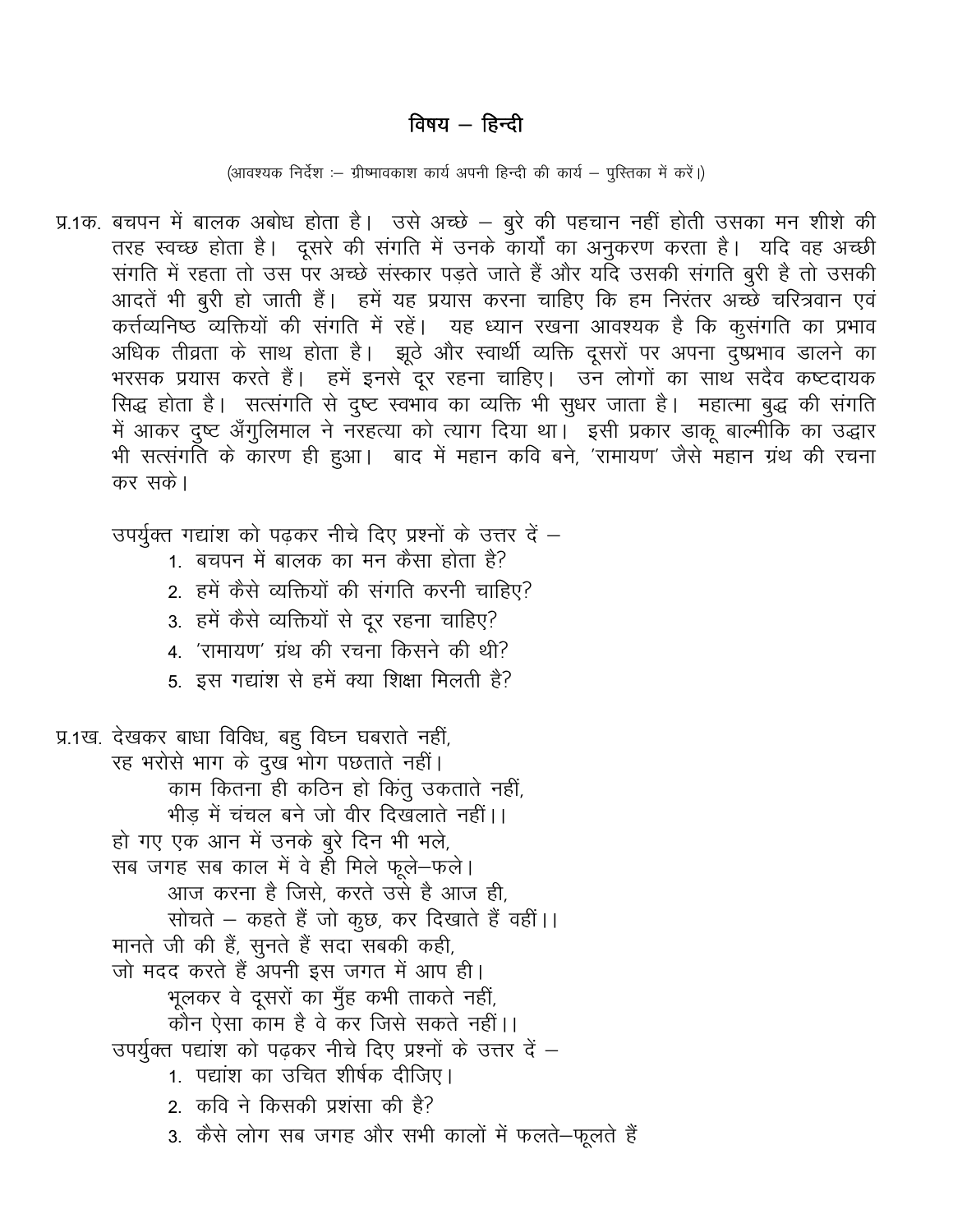# विषय – हिन्दी

(आवश्यक निर्देश :– ग्रीष्मावकाश कार्य अपनी हिन्दी की कार्य – पुस्तिका में करें।)

प्र.1क. बचपन में बालक अबोध होता है। उसे अच्छे – बुरे की पहचान नहीं होती उसका मन शीशे की तरह स्वच्छ होता है। दूसरे की संगति में उनके कार्यों का अनुकरण करता है। यदि वह अच्छी संगति में रहता तो उस पर अच्छे संस्कार पड़ते जाते हैं और यदि उसकी संगति बुरी है तो उसकी आदतें भी बुरी हो जाती हैं। हमें यह प्रयास करना चाहिए कि हम निरंतर अच्छे चरित्रवान एवं कर्त्तव्यनिष्ठ व्यक्तियों की संगति में रहें। यह ध्यान रखना आवश्यक है कि कुसंगति का प्रभाव अधिक तीव्रता के साथ होता है। झूठे और स्वार्थी व्यक्ति दूसरों पर अपना दुष्प्रभाव डालने का भरसक प्रयास करते हैं। हमें इनसे दूर रहना चाहिए। उन लोगों का साथ सदैव कष्टदायक सिद्ध होता है। सत्संगति से दुष्ट स्वभाव का व्यक्ति भी सुधर जाता है। महात्मा बुद्ध की संगति में आकर दुष्ट अँगुलिमाल ने नरहत्या को त्याग दिया था। इसी प्रकार डाकू बाल्मीकि का उद्धार भी सत्संगति के कारण ही हुआ। बाद में महान कवि बने, 'रामायण' जैसे महान ग्रंथ की रचना कर सके।

उपर्युक्त गद्यांश को पढ़कर नीचे दिए प्रश्नों के उत्तर दें –

1. बचपन में बालक का मन कैसा होता है?
2. हमें कैसे व्यक्तियों की संगति करनी चाहिए?
3. हमें कैसे व्यक्तियों से दूर रहना चाहिए?
4. 'रामायण' ग्रंथ की रचना किसने की थी?
5. इस गद्यांश से हमें क्या शिक्षा मिलती है?

प्र.1ख. देखकर बाधा विविध, बहु विघ्न घबराते नहीं,
रह भरोसे भाग के दुख भोग पछताते नहीं।
काम कितना ही कठिन हो किंतु उकताते नहीं,
भीड़ में चंचल बने जो वीर दिखलाते नहीं।।
हो गए एक आन में उनके बुरे दिन भी भले,
सब जगह सब काल में वे ही मिले फूले–फले।
आज करना है जिसे, करते उसे है आज ही,
सोचते – कहते हैं जो कुछ, कर दिखाते हैं वहीं।।
मानते जी की हैं, सुनते हैं सदा सबकी कही,
जो मदद करते हैं अपनी इस जगत में आप ही।
भूलकर वे दूसरों का मुँह कभी ताकते नहीं,
कौन ऐसा काम है वे कर जिसे सकते नहीं।।

उपर्युक्त पद्यांश को पढ़कर नीचे दिए प्रश्नों के उत्तर दें –

1. पद्यांश का उचित शीर्षक दीजिए।
2. कवि ने किसकी प्रशंसा की है?
3. कैसे लोग सब जगह और सभी कालों में फलते–फूलते हैं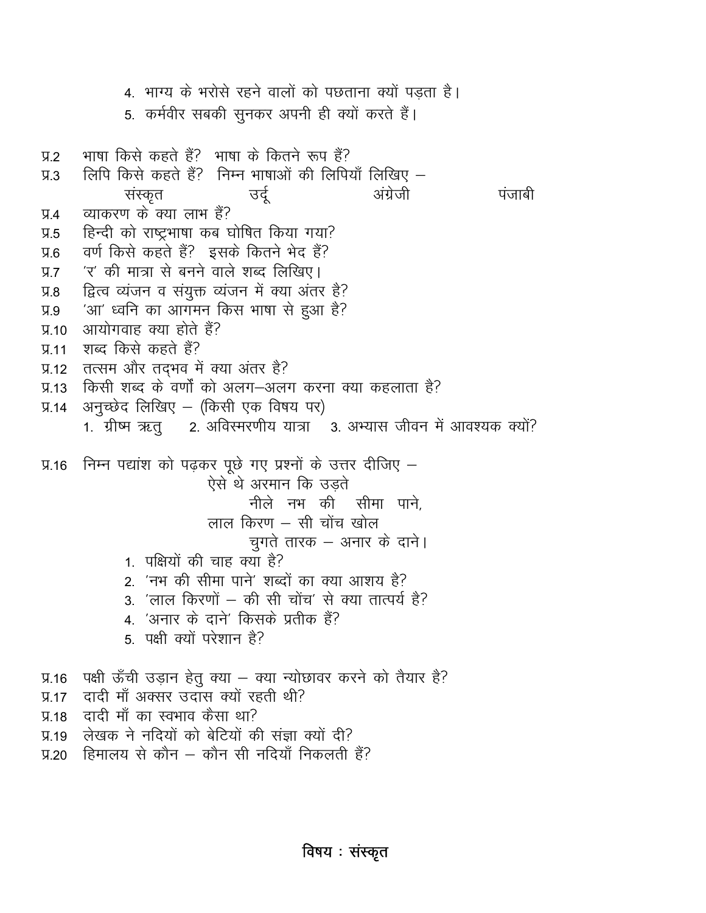4. भाग्य के भरोसे रहने वालों को पछताना क्यों पड़ता है।
5. कर्मवीर सबकी सुनकर अपनी ही क्यों करते हैं।

प्र.2 भाषा किसे कहते हैं? भाषा के कितने रूप हैं?

प्र.3 लिपि किसे कहते हैं? निम्न भाषाओं की लिपियाँ लिखिए –

संस्कृत उर्दू अंग्रेजी पंजाबी

प्र.4 व्याकरण के क्या लाभ हैं?

प्र.5 हिन्दी को राष्ट्रभाषा कब घोषित किया गया?

प्र.6 वर्ण किसे कहते हैं? इसके कितने भेद हैं?

प्र.7 'र' की मात्रा से बनने वाले शब्द लिखिए।

प्र.8 द्वित्व व्यंजन व संयुक्त व्यंजन में क्या अंतर है?

प्र.9 'आ' ध्वनि का आगमन किस भाषा से हुआ है?

प्र.10 आयोगवाह क्या होते हैं?

प्र.11 शब्द किसे कहते हैं?

प्र.12 तत्सम और तद्भव में क्या अंतर है?

प्र.13 किसी शब्द के वर्णों को अलग–अलग करना क्या कहलाता है?

प्र.14 अनुच्छेद लिखिए – (किसी एक विषय पर)

1. ग्रीष्म ऋतु 2. अविस्मरणीय यात्रा 3. अभ्यास जीवन में आवश्यक क्यों?

प्र.16 निम्न पद्यांश को पढ़कर पूछे गए प्रश्नों के उत्तर दीजिए –

ऐसे थे अरमान कि उड़ते
नीले नभ की सीमा पाने,
लाल किरण – सी चोंच खोल
चुगते तारक – अनार के दाने।

1. पक्षियों की चाह क्या है?
2. 'नभ की सीमा पाने' शब्दों का क्या आशय है?
3. 'लाल किरणों – की सी चोंच' से क्या तात्पर्य है?
4. 'अनार के दाने' किसके प्रतीक हैं?
5. पक्षी क्यों परेशान है?

प्र.16 पक्षी ऊँची उड़ान हेतु क्या – क्या न्योछावर करने को तैयार है?

प्र.17 दादी माँ अक्सर उदास क्यों रहती थी?

प्र.18 दादी माँ का स्वभाव कैसा था?

प्र.19 लेखक ने नदियों को बेटियों की संज्ञा क्यों दी?

प्र.20 हिमालय से कौन – कौन सी नदियाँ निकलती हैं?

## विषय : संस्कृत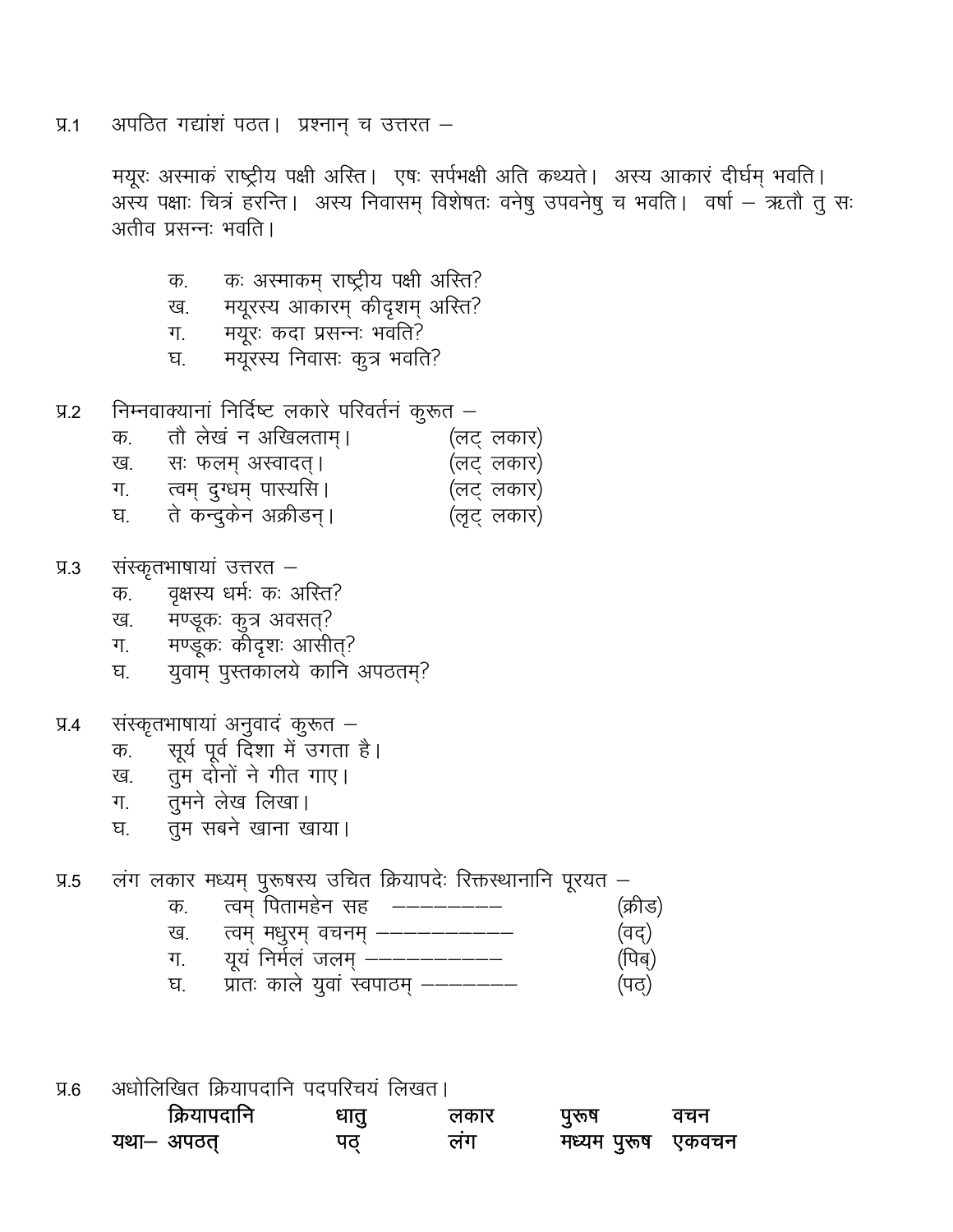प्र.1 अपठित गद्यांशं पठत। प्रश्नान् च उत्तरत –

मयूरः अस्माकं राष्ट्रीय पक्षी अस्ति। एषः सर्पभक्षी अति कथ्यते। अस्य आकारं दीर्घम् भवति। अस्य पक्षाः चित्रं हरन्ति। अस्य निवासम् विशेषतः वनेषु उपवनेषु च भवति। वर्षा – ऋतौ तु सः अतीव प्रसन्नः भवति।

- क. कः अस्माकम् राष्ट्रीय पक्षी अस्ति?
- ख. मयूरस्य आकारम् कीदृशम् अस्ति?
- ग. मयूरः कदा प्रसन्नः भवति?
- घ. मयूरस्य निवासः कुत्र भवति?

प्र.2 निम्नवाक्यानां निर्दिष्ट लकारे परिवर्तनं कुरूत –

- क. तौ लेखं न अखिलताम्। (लट् लकार)
- ख. सः फलम् अस्वादत्। (लट् लकार)
- ग. त्वम् दुग्धम् पास्यसि। (लट् लकार)
- घ. ते कन्दुकेन अक्रीडन्। (लृट् लकार)

प्र.3 संस्कृतभाषायां उत्तरत –

- क. वृक्षस्य धर्मः कः अस्ति?
- ख. मण्डूकः कुत्र अवसत्?
- ग. मण्डूकः कीदृशः आसीत्?
- घ. युवाम् पुस्तकालये कानि अपठतम्?

प्र.4 संस्कृतभाषायां अनुवादं कुरूत –

- क. सूर्य पूर्व दिशा में उगता है।
- ख. तुम दोनों ने गीत गाए।
- ग. तुमने लेख लिखा।
- घ. तुम सबने खाना खाया।

प्र.5 लंग लकार मध्यम् पुरूषस्य उचित क्रियापदेः रिक्तस्थानानि पूरयत –

- क. त्वम् पितामहेन सह ———————— (क्रीड)
- ख. त्वम् मधुरम् वचनम् —————————— (वद्)
- ग. यूयं निर्मलं जलम् —————————— (पिब्)
- घ. प्रातः काले युवां स्वपाठम् ——————— (पठ्)

प्र.6 अधोलिखित क्रियापदानि पदपरिचयं लिखत।

| **क्रियापदानि** | **धातु** | **लकार** | **पुरूष** | **वचन** |
|---|---|---|---|---|
| **यथा– अपठत्** | **पठ्** | **लंग** | **मध्यम पुरूष** | **एकवचन** |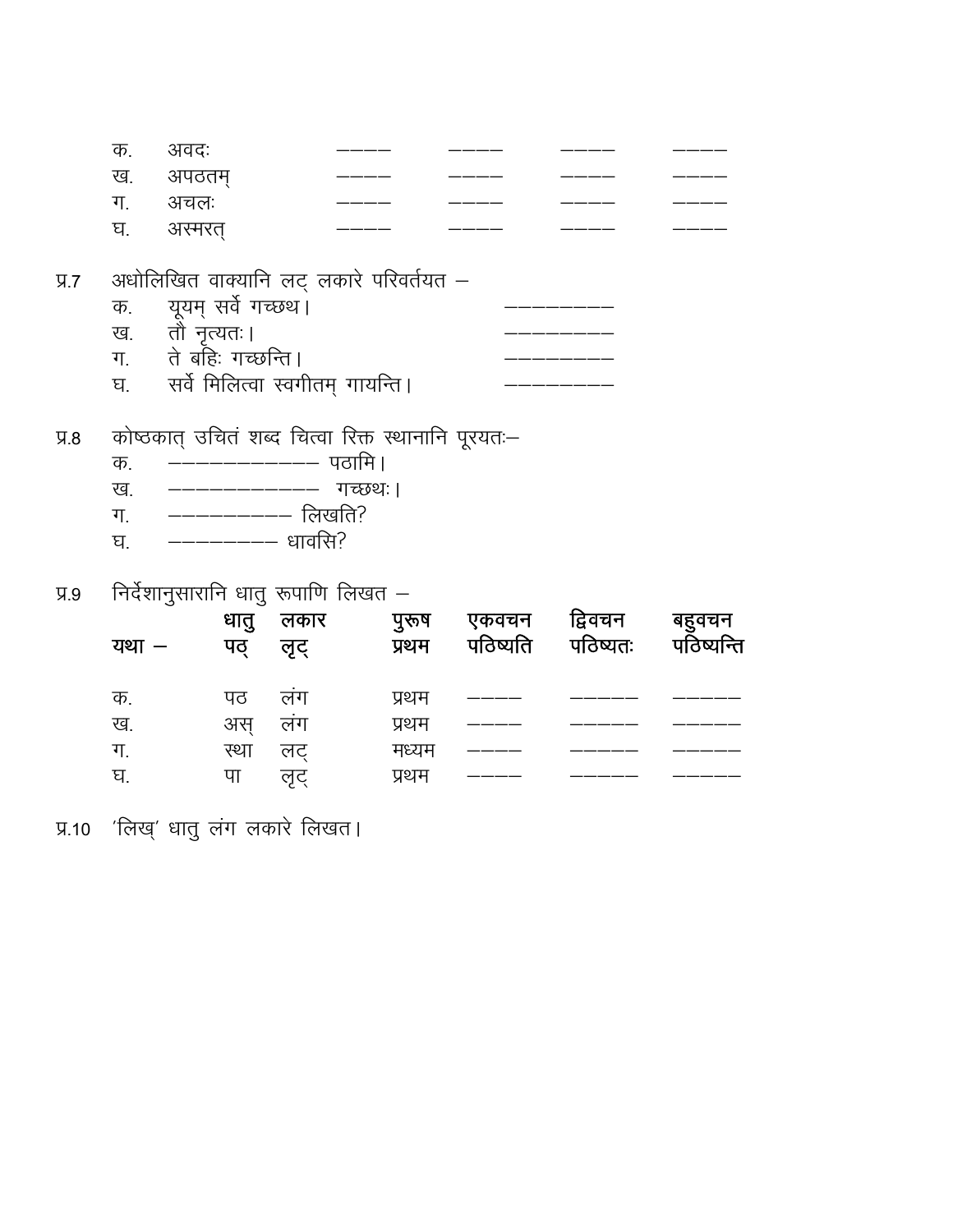| | | | | | |
|---|---|---|---|---|---|
| क. | अवदः | ———— | ———— | ———— | ———— |
| ख. | अपठतम् | ———— | ———— | ———— | ———— |
| ग. | अचलः | ———— | ———— | ———— | ———— |
| घ. | अस्मरत् | ———— | ———— | ———— | ———— |

प्र.7 अधोलिखित वाक्यानि लट् लकारे परिवर्तयत –

क. यूयम् सर्वे गच्छथ। ————————

ख. तौ नृत्यतः। ————————

ग. ते बहिः गच्छन्ति। ————————

घ. सर्वे मिलित्वा स्वगीतम् गायन्ति। ————————

प्र.8 कोष्ठकात् उचितं शब्द चित्वा रिक्त स्थानानि पूरयतः–

क. ———————— पठामि।

ख. ———————— गच्छथः।

ग. ———————— लिखति?

घ. ———————— धावसि?

प्र.9 निर्देशानुसारानि धातु रूपाणि लिखत –

| | धातु | लकार | पुरूष | एकवचन | द्विवचन | बहुवचन |
|---|---|---|---|---|---|---|
| **यथा –** | **पठ्** | **लृट्** | **प्रथम** | **पठिष्यति** | **पठिष्यतः** | **पठिष्यन्ति** |
| क. | पठ | लंग | प्रथम | ———— | ————— | ————— |
| ख. | अस् | लंग | प्रथम | ———— | ————— | ————— |
| ग. | स्था | लट् | मध्यम | ———— | ————— | ————— |
| घ. | पा | लृट् | प्रथम | ———— | ————— | ————— |

प्र.10 'लिख्' धातु लंग लकारे लिखत।